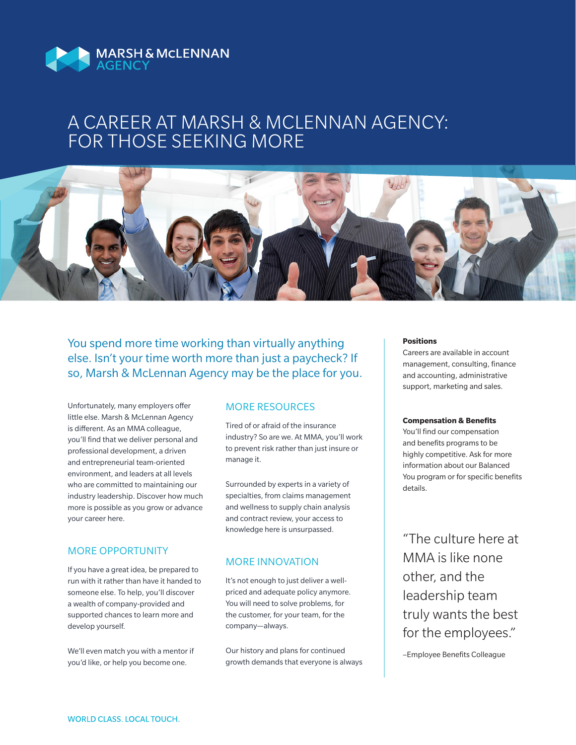MARSH & McLENNAN AGENCY

# A CAREER AT MARSH & MCLENNAN AGENCY: FOR THOSE SEEKING MORE

You spend more time working than virtually anything else. Isn't your time worth more than just a paycheck? If so, Marsh & McLennan Agency may be the place for you.

Unfortunately, many employers offer little else. Marsh & McLennan Agency is different. As an MMA colleague, you'll find that we deliver personal and professional development, a driven and entrepreneurial team-oriented environment, and leaders at all levels who are committed to maintaining our industry leadership. Discover how much more is possible as you grow or advance your career here.

## MORE OPPORTUNITY

If you have a great idea, be prepared to run with it rather than have it handed to someone else. To help, you'll discover a wealth of company-provided and supported chances to learn more and develop yourself.

We'll even match you with a mentor if you'd like, or help you become one.

## MORE RESOURCES

Tired of or afraid of the insurance industry? So are we. At MMA, you'll work to prevent risk rather than just insure or manage it.

Surrounded by experts in a variety of specialties, from claims management and wellness to supply chain analysis and contract review, your access to knowledge here is unsurpassed.

## MORE INNOVATION

It's not enough to just deliver a well-priced and adequate policy anymore. You will need to solve problems, for the customer, for your team, for the company—always.

Our history and plans for continued growth demands that everyone is always

**Positions**

Careers are available in account management, consulting, finance and accounting, administrative support, marketing and sales.

**Compensation & Benefits**

You'll find our compensation and benefits programs to be highly competitive. Ask for more information about our Balanced You program or for specific benefits details.

"The culture here at MMA is like none other, and the leadership team truly wants the best for the employees."

–Employee Benefits Colleague

WORLD CLASS. LOCAL TOUCH.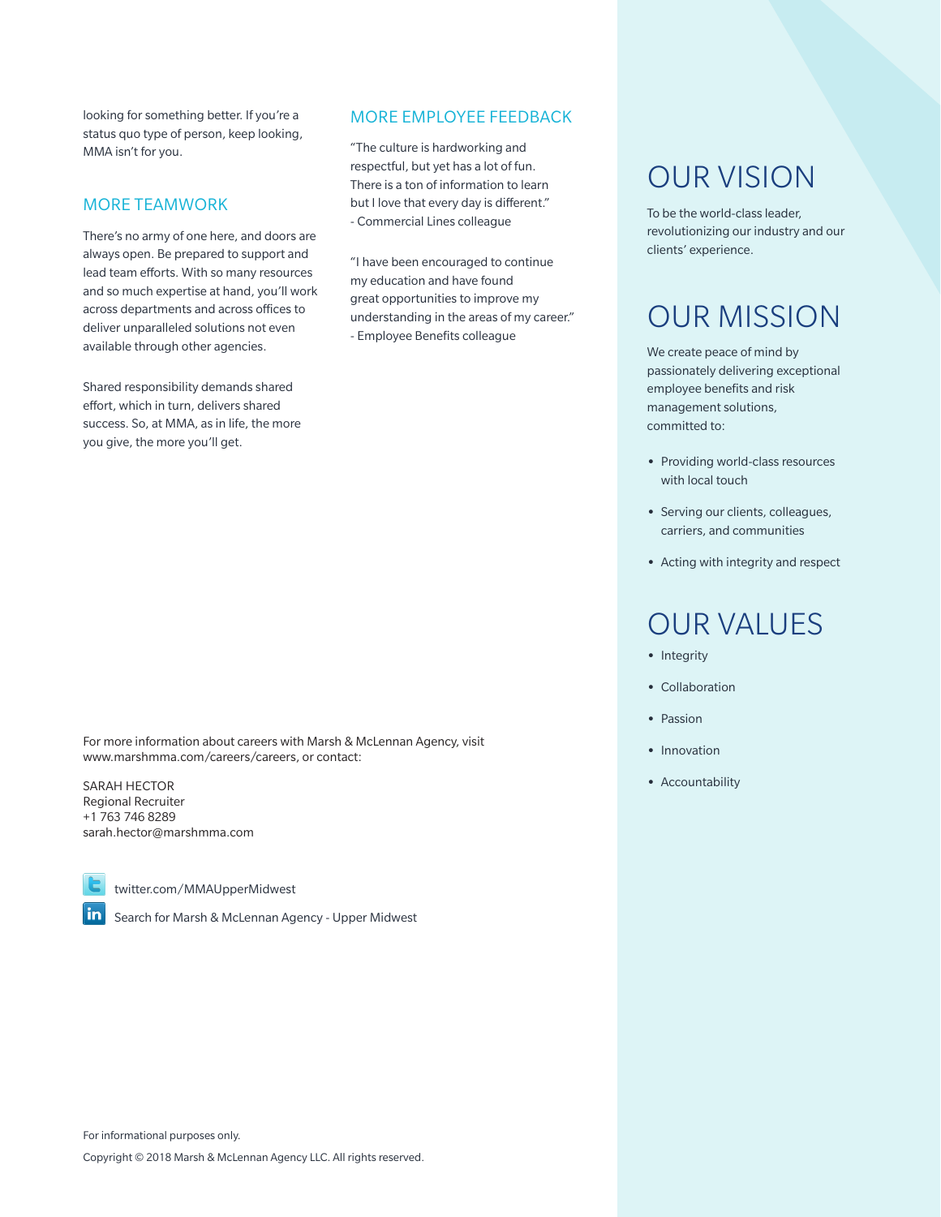looking for something better. If you're a status quo type of person, keep looking, MMA isn't for you.

## MORE TEAMWORK

There's no army of one here, and doors are always open. Be prepared to support and lead team efforts. With so many resources and so much expertise at hand, you'll work across departments and across offices to deliver unparalleled solutions not even available through other agencies.

Shared responsibility demands shared effort, which in turn, delivers shared success. So, at MMA, as in life, the more you give, the more you'll get.

## MORE EMPLOYEE FEEDBACK

"The culture is hardworking and respectful, but yet has a lot of fun. There is a ton of information to learn but I love that every day is different."
- Commercial Lines colleague

"I have been encouraged to continue my education and have found great opportunities to improve my understanding in the areas of my career."
- Employee Benefits colleague

For more information about careers with Marsh & McLennan Agency, visit www.marshmma.com/careers/careers, or contact:

SARAH HECTOR
Regional Recruiter
+1 763 746 8289
sarah.hector@marshmma.com

twitter.com/MMAUpperMidwest

Search for Marsh & McLennan Agency - Upper Midwest

# OUR VISION

To be the world-class leader, revolutionizing our industry and our clients' experience.

# OUR MISSION

We create peace of mind by passionately delivering exceptional employee benefits and risk management solutions, committed to:

- Providing world-class resources with local touch
- Serving our clients, colleagues, carriers, and communities
- Acting with integrity and respect

# OUR VALUES

- Integrity
- Collaboration
- Passion
- Innovation
- Accountability

For informational purposes only.

Copyright © 2018 Marsh & McLennan Agency LLC. All rights reserved.